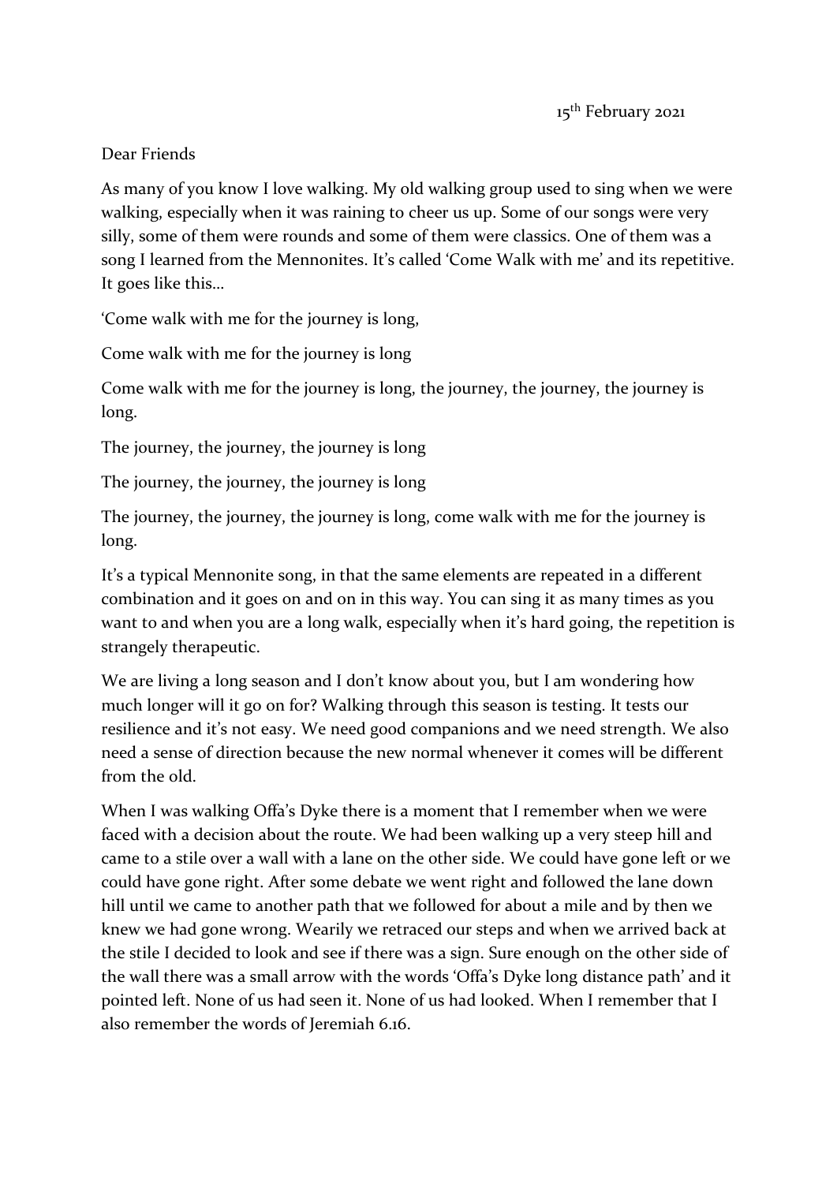15th February 2021

Dear Friends

As many of you know I love walking. My old walking group used to sing when we were walking, especially when it was raining to cheer us up. Some of our songs were very silly, some of them were rounds and some of them were classics. One of them was a song I learned from the Mennonites. It's called 'Come Walk with me' and its repetitive. It goes like this…

'Come walk with me for the journey is long,

Come walk with me for the journey is long

Come walk with me for the journey is long, the journey, the journey, the journey is long.

The journey, the journey, the journey is long

The journey, the journey, the journey is long

The journey, the journey, the journey is long, come walk with me for the journey is long.

It's a typical Mennonite song, in that the same elements are repeated in a different combination and it goes on and on in this way. You can sing it as many times as you want to and when you are a long walk, especially when it's hard going, the repetition is strangely therapeutic.

We are living a long season and I don't know about you, but I am wondering how much longer will it go on for? Walking through this season is testing. It tests our resilience and it's not easy. We need good companions and we need strength. We also need a sense of direction because the new normal whenever it comes will be different from the old.

When I was walking Offa's Dyke there is a moment that I remember when we were faced with a decision about the route. We had been walking up a very steep hill and came to a stile over a wall with a lane on the other side. We could have gone left or we could have gone right. After some debate we went right and followed the lane down hill until we came to another path that we followed for about a mile and by then we knew we had gone wrong. Wearily we retraced our steps and when we arrived back at the stile I decided to look and see if there was a sign. Sure enough on the other side of the wall there was a small arrow with the words 'Offa's Dyke long distance path' and it pointed left. None of us had seen it. None of us had looked. When I remember that I also remember the words of Jeremiah 6.16.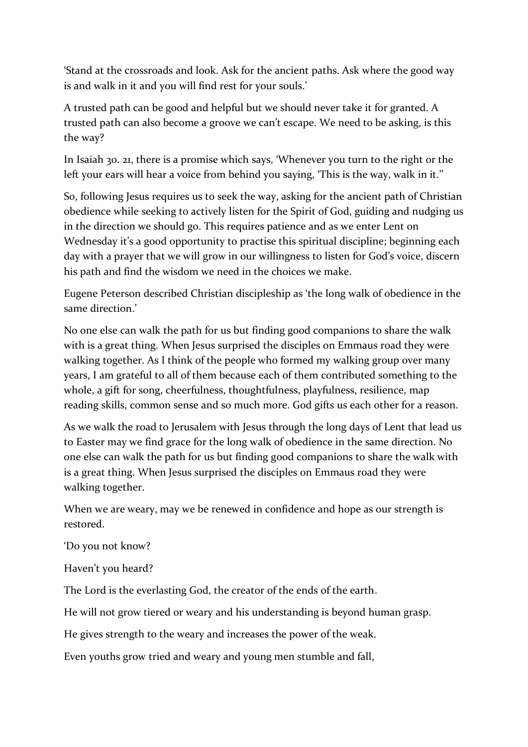'Stand at the crossroads and look. Ask for the ancient paths. Ask where the good way is and walk in it and you will find rest for your souls.'

A trusted path can be good and helpful but we should never take it for granted. A trusted path can also become a groove we can't escape. We need to be asking, is this the way?

In Isaiah 30. 21, there is a promise which says, 'Whenever you turn to the right or the left your ears will hear a voice from behind you saying, 'This is the way, walk in it."

So, following Jesus requires us to seek the way, asking for the ancient path of Christian obedience while seeking to actively listen for the Spirit of God, guiding and nudging us in the direction we should go. This requires patience and as we enter Lent on Wednesday it's a good opportunity to practise this spiritual discipline; beginning each day with a prayer that we will grow in our willingness to listen for God's voice, discern his path and find the wisdom we need in the choices we make.

Eugene Peterson described Christian discipleship as 'the long walk of obedience in the same direction.'

No one else can walk the path for us but finding good companions to share the walk with is a great thing. When Jesus surprised the disciples on Emmaus road they were walking together. As I think of the people who formed my walking group over many years, I am grateful to all of them because each of them contributed something to the whole, a gift for song, cheerfulness, thoughtfulness, playfulness, resilience, map reading skills, common sense and so much more. God gifts us each other for a reason.

As we walk the road to Jerusalem with Jesus through the long days of Lent that lead us to Easter may we find grace for the long walk of obedience in the same direction. No one else can walk the path for us but finding good companions to share the walk with is a great thing. When Jesus surprised the disciples on Emmaus road they were walking together.

When we are weary, may we be renewed in confidence and hope as our strength is restored.

'Do you not know?

Haven't you heard?

The Lord is the everlasting God, the creator of the ends of the earth.

He will not grow tiered or weary and his understanding is beyond human grasp.

He gives strength to the weary and increases the power of the weak.

Even youths grow tried and weary and young men stumble and fall,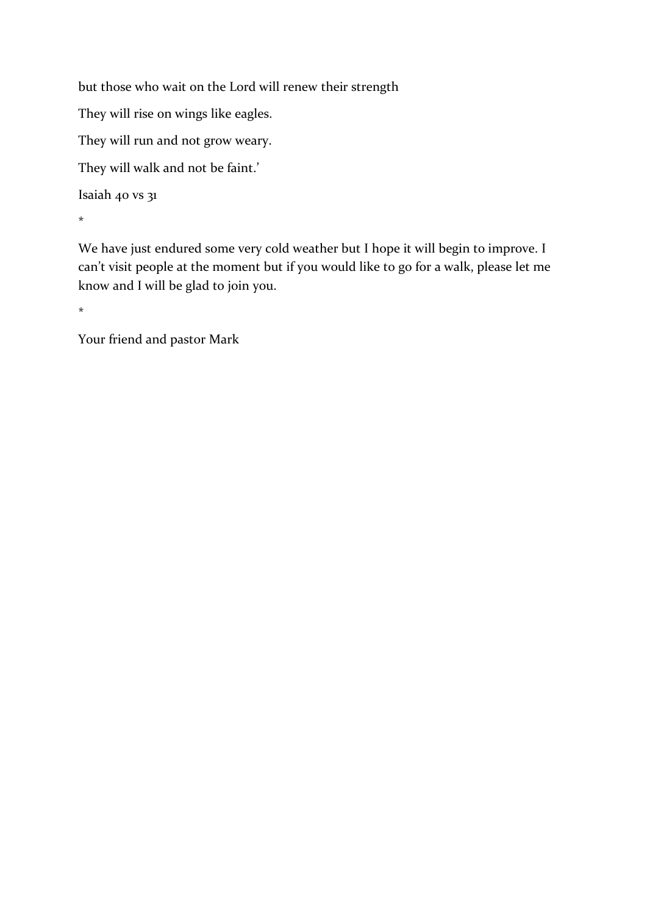but those who wait on the Lord will renew their strength

They will rise on wings like eagles.

They will run and not grow weary.

They will walk and not be faint.'

Isaiah 40 vs 31

*

We have just endured some very cold weather but I hope it will begin to improve. I can't visit people at the moment but if you would like to go for a walk, please let me know and I will be glad to join you.

*

Your friend and pastor Mark